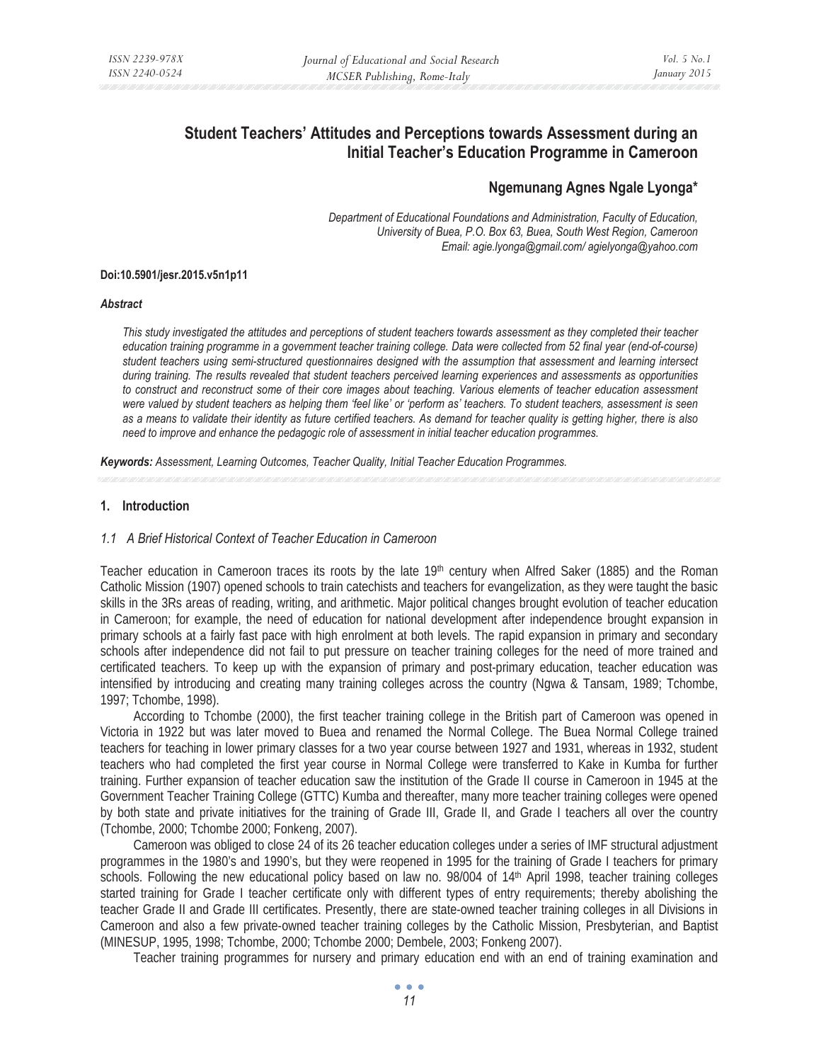# Student Teachers' Attitudes and Perceptions towards Assessment during an Initial Teacher's Education Programme in Cameroon

**Ngemunang Agnes Ngale Lyonga***

*Department of Educational Foundations and Administration, Faculty of Education, University of Buea, P.O. Box 63, Buea, South West Region, Cameroon*
*Email: agie.lyonga@gmail.com/ agielyonga@yahoo.com*

**Doi:10.5901/jesr.2015.v5n1p11**

***Abstract***

*This study investigated the attitudes and perceptions of student teachers towards assessment as they completed their teacher education training programme in a government teacher training college. Data were collected from 52 final year (end-of-course) student teachers using semi-structured questionnaires designed with the assumption that assessment and learning intersect during training. The results revealed that student teachers perceived learning experiences and assessments as opportunities to construct and reconstruct some of their core images about teaching. Various elements of teacher education assessment were valued by student teachers as helping them 'feel like' or 'perform as' teachers. To student teachers, assessment is seen as a means to validate their identity as future certified teachers. As demand for teacher quality is getting higher, there is also need to improve and enhance the pedagogic role of assessment in initial teacher education programmes.*

***Keywords:*** *Assessment, Learning Outcomes, Teacher Quality, Initial Teacher Education Programmes.*

## 1. Introduction

### *1.1 A Brief Historical Context of Teacher Education in Cameroon*

Teacher education in Cameroon traces its roots by the late 19th century when Alfred Saker (1885) and the Roman Catholic Mission (1907) opened schools to train catechists and teachers for evangelization, as they were taught the basic skills in the 3Rs areas of reading, writing, and arithmetic. Major political changes brought evolution of teacher education in Cameroon; for example, the need of education for national development after independence brought expansion in primary schools at a fairly fast pace with high enrolment at both levels. The rapid expansion in primary and secondary schools after independence did not fail to put pressure on teacher training colleges for the need of more trained and certificated teachers. To keep up with the expansion of primary and post-primary education, teacher education was intensified by introducing and creating many training colleges across the country (Ngwa & Tansam, 1989; Tchombe, 1997; Tchombe, 1998).

According to Tchombe (2000), the first teacher training college in the British part of Cameroon was opened in Victoria in 1922 but was later moved to Buea and renamed the Normal College. The Buea Normal College trained teachers for teaching in lower primary classes for a two year course between 1927 and 1931, whereas in 1932, student teachers who had completed the first year course in Normal College were transferred to Kake in Kumba for further training. Further expansion of teacher education saw the institution of the Grade II course in Cameroon in 1945 at the Government Teacher Training College (GTTC) Kumba and thereafter, many more teacher training colleges were opened by both state and private initiatives for the training of Grade III, Grade II, and Grade I teachers all over the country (Tchombe, 2000; Tchombe 2000; Fonkeng, 2007).

Cameroon was obliged to close 24 of its 26 teacher education colleges under a series of IMF structural adjustment programmes in the 1980's and 1990's, but they were reopened in 1995 for the training of Grade I teachers for primary schools. Following the new educational policy based on law no. 98/004 of 14th April 1998, teacher training colleges started training for Grade I teacher certificate only with different types of entry requirements; thereby abolishing the teacher Grade II and Grade III certificates. Presently, there are state-owned teacher training colleges in all Divisions in Cameroon and also a few private-owned teacher training colleges by the Catholic Mission, Presbyterian, and Baptist (MINESUP, 1995, 1998; Tchombe, 2000; Tchombe 2000; Dembele, 2003; Fonkeng 2007).

Teacher training programmes for nursery and primary education end with an end of training examination and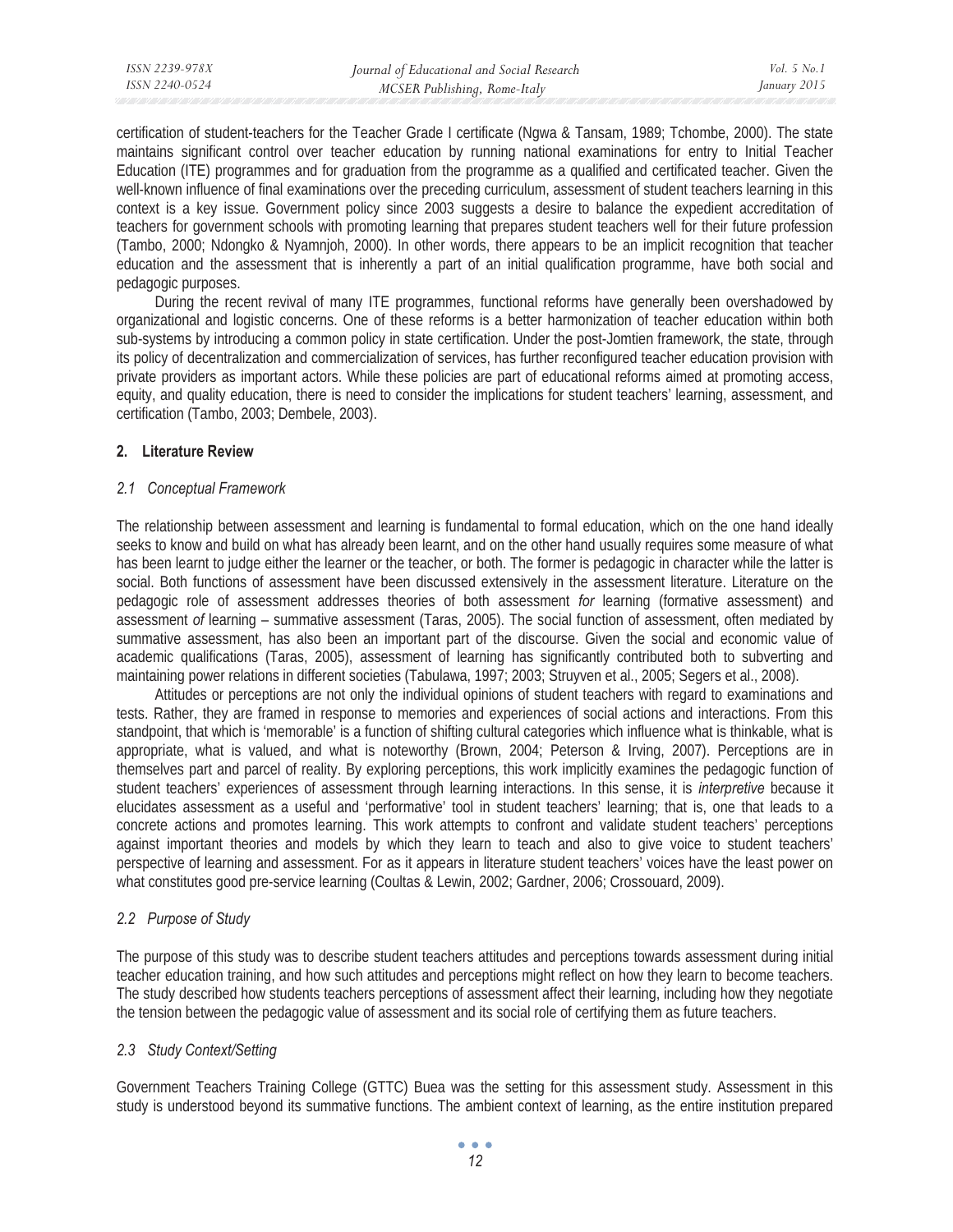certification of student-teachers for the Teacher Grade I certificate (Ngwa & Tansam, 1989; Tchombe, 2000). The state maintains significant control over teacher education by running national examinations for entry to Initial Teacher Education (ITE) programmes and for graduation from the programme as a qualified and certificated teacher. Given the well-known influence of final examinations over the preceding curriculum, assessment of student teachers learning in this context is a key issue. Government policy since 2003 suggests a desire to balance the expedient accreditation of teachers for government schools with promoting learning that prepares student teachers well for their future profession (Tambo, 2000; Ndongko & Nyamnjoh, 2000). In other words, there appears to be an implicit recognition that teacher education and the assessment that is inherently a part of an initial qualification programme, have both social and pedagogic purposes.

During the recent revival of many ITE programmes, functional reforms have generally been overshadowed by organizational and logistic concerns. One of these reforms is a better harmonization of teacher education within both sub-systems by introducing a common policy in state certification. Under the post-Jomtien framework, the state, through its policy of decentralization and commercialization of services, has further reconfigured teacher education provision with private providers as important actors. While these policies are part of educational reforms aimed at promoting access, equity, and quality education, there is need to consider the implications for student teachers' learning, assessment, and certification (Tambo, 2003; Dembele, 2003).

## 2. Literature Review

### 2.1 Conceptual Framework

The relationship between assessment and learning is fundamental to formal education, which on the one hand ideally seeks to know and build on what has already been learnt, and on the other hand usually requires some measure of what has been learnt to judge either the learner or the teacher, or both. The former is pedagogic in character while the latter is social. Both functions of assessment have been discussed extensively in the assessment literature. Literature on the pedagogic role of assessment addresses theories of both assessment *for* learning (formative assessment) and assessment *of* learning – summative assessment (Taras, 2005). The social function of assessment, often mediated by summative assessment, has also been an important part of the discourse. Given the social and economic value of academic qualifications (Taras, 2005), assessment of learning has significantly contributed both to subverting and maintaining power relations in different societies (Tabulawa, 1997; 2003; Struyven et al., 2005; Segers et al., 2008).

Attitudes or perceptions are not only the individual opinions of student teachers with regard to examinations and tests. Rather, they are framed in response to memories and experiences of social actions and interactions. From this standpoint, that which is 'memorable' is a function of shifting cultural categories which influence what is thinkable, what is appropriate, what is valued, and what is noteworthy (Brown, 2004; Peterson & Irving, 2007). Perceptions are in themselves part and parcel of reality. By exploring perceptions, this work implicitly examines the pedagogic function of student teachers' experiences of assessment through learning interactions. In this sense, it is *interpretive* because it elucidates assessment as a useful and 'performative' tool in student teachers' learning; that is, one that leads to a concrete actions and promotes learning. This work attempts to confront and validate student teachers' perceptions against important theories and models by which they learn to teach and also to give voice to student teachers' perspective of learning and assessment. For as it appears in literature student teachers' voices have the least power on what constitutes good pre-service learning (Coultas & Lewin, 2002; Gardner, 2006; Crossouard, 2009).

### 2.2 Purpose of Study

The purpose of this study was to describe student teachers attitudes and perceptions towards assessment during initial teacher education training, and how such attitudes and perceptions might reflect on how they learn to become teachers. The study described how students teachers perceptions of assessment affect their learning, including how they negotiate the tension between the pedagogic value of assessment and its social role of certifying them as future teachers.

### 2.3 Study Context/Setting

Government Teachers Training College (GTTC) Buea was the setting for this assessment study. Assessment in this study is understood beyond its summative functions. The ambient context of learning, as the entire institution prepared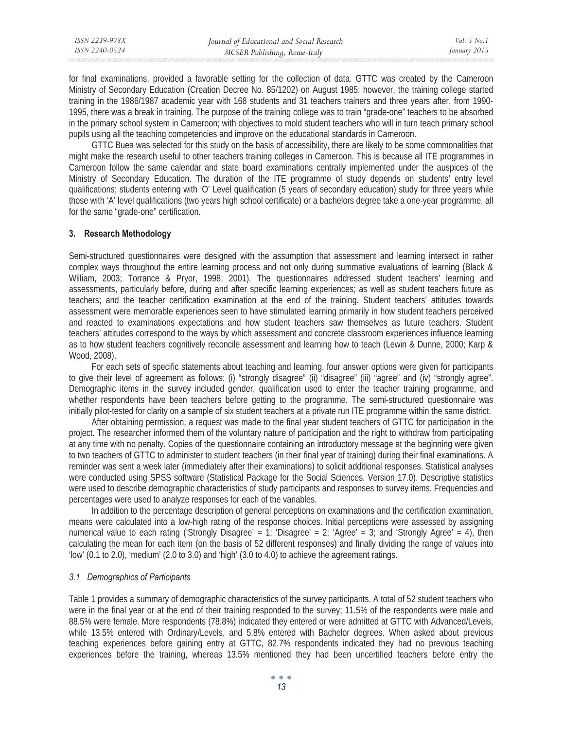for final examinations, provided a favorable setting for the collection of data. GTTC was created by the Cameroon Ministry of Secondary Education (Creation Decree No. 85/1202) on August 1985; however, the training college started training in the 1986/1987 academic year with 168 students and 31 teachers trainers and three years after, from 1990-1995, there was a break in training. The purpose of the training college was to train "grade-one" teachers to be absorbed in the primary school system in Cameroon; with objectives to mold student teachers who will in turn teach primary school pupils using all the teaching competencies and improve on the educational standards in Cameroon.

GTTC Buea was selected for this study on the basis of accessibility, there are likely to be some commonalities that might make the research useful to other teachers training colleges in Cameroon. This is because all ITE programmes in Cameroon follow the same calendar and state board examinations centrally implemented under the auspices of the Ministry of Secondary Education. The duration of the ITE programme of study depends on students' entry level qualifications; students entering with 'O' Level qualification (5 years of secondary education) study for three years while those with 'A' level qualifications (two years high school certificate) or a bachelors degree take a one-year programme, all for the same "grade-one" certification.

## 3. Research Methodology

Semi-structured questionnaires were designed with the assumption that assessment and learning intersect in rather complex ways throughout the entire learning process and not only during summative evaluations of learning (Black & William, 2003; Torrance & Pryor, 1998; 2001). The questionnaires addressed student teachers' learning and assessments, particularly before, during and after specific learning experiences; as well as student teachers future as teachers; and the teacher certification examination at the end of the training. Student teachers' attitudes towards assessment were memorable experiences seen to have stimulated learning primarily in how student teachers perceived and reacted to examinations expectations and how student teachers saw themselves as future teachers. Student teachers' attitudes correspond to the ways by which assessment and concrete classroom experiences influence learning as to how student teachers cognitively reconcile assessment and learning how to teach (Lewin & Dunne, 2000; Karp & Wood, 2008).

For each sets of specific statements about teaching and learning, four answer options were given for participants to give their level of agreement as follows: (i) "strongly disagree" (ii) "disagree" (iii) "agree" and (iv) "strongly agree". Demographic items in the survey included gender, qualification used to enter the teacher training programme, and whether respondents have been teachers before getting to the programme. The semi-structured questionnaire was initially pilot-tested for clarity on a sample of six student teachers at a private run ITE programme within the same district.

After obtaining permission, a request was made to the final year student teachers of GTTC for participation in the project. The researcher informed them of the voluntary nature of participation and the right to withdraw from participating at any time with no penalty. Copies of the questionnaire containing an introductory message at the beginning were given to two teachers of GTTC to administer to student teachers (in their final year of training) during their final examinations. A reminder was sent a week later (immediately after their examinations) to solicit additional responses. Statistical analyses were conducted using SPSS software (Statistical Package for the Social Sciences, Version 17.0). Descriptive statistics were used to describe demographic characteristics of study participants and responses to survey items. Frequencies and percentages were used to analyze responses for each of the variables.

In addition to the percentage description of general perceptions on examinations and the certification examination, means were calculated into a low-high rating of the response choices. Initial perceptions were assessed by assigning numerical value to each rating ('Strongly Disagree' = 1; 'Disagree' = 2; 'Agree' = 3; and 'Strongly Agree' = 4), then calculating the mean for each item (on the basis of 52 different responses) and finally dividing the range of values into 'low' (0.1 to 2.0), 'medium' (2.0 to 3.0) and 'high' (3.0 to 4.0) to achieve the agreement ratings.

### *3.1 Demographics of Participants*

Table 1 provides a summary of demographic characteristics of the survey participants. A total of 52 student teachers who were in the final year or at the end of their training responded to the survey; 11.5% of the respondents were male and 88.5% were female. More respondents (78.8%) indicated they entered or were admitted at GTTC with Advanced/Levels, while 13.5% entered with Ordinary/Levels, and 5.8% entered with Bachelor degrees. When asked about previous teaching experiences before gaining entry at GTTC, 82.7% respondents indicated they had no previous teaching experiences before the training, whereas 13.5% mentioned they had been uncertified teachers before entry the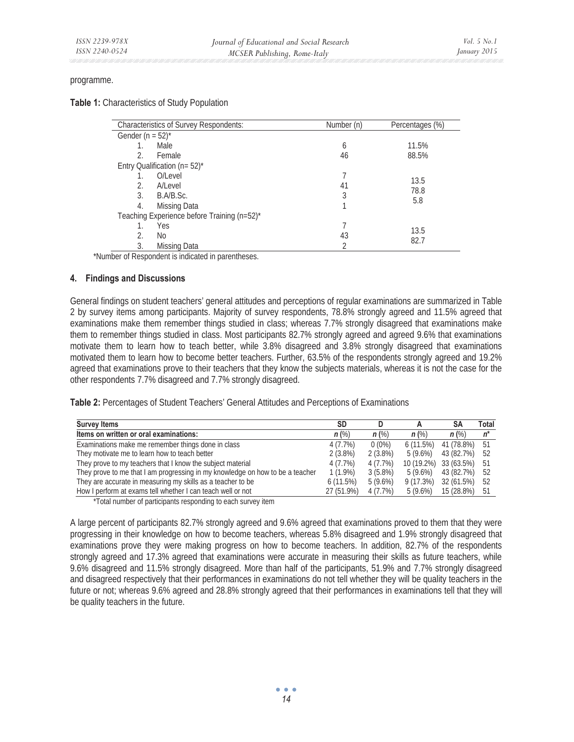programme.

**Table 1:** Characteristics of Study Population

| Characteristics of Survey Respondents: | Number (n) | Percentages (%) |
|---|---|---|
| Gender (n = 52)* | | |
| 1. Male | 6 | 11.5% |
| 2. Female | 46 | 88.5% |
| Entry Qualification (n= 52)* | | |
| 1. O/Level | 7 | 13.5 |
| 2. A/Level | 41 | 78.8 |
| 3. B.A/B.Sc. | 3 | 5.8 |
| 4. Missing Data | 1 | |
| Teaching Experience before Training (n=52)* | | |
| 1. Yes | 7 | 13.5 |
| 2. No | 43 | 82.7 |
| 3. Missing Data | 2 | |

*Number of Respondent is indicated in parentheses.

### 4. Findings and Discussions

General findings on student teachers' general attitudes and perceptions of regular examinations are summarized in Table 2 by survey items among participants. Majority of survey respondents, 78.8% strongly agreed and 11.5% agreed that examinations make them remember things studied in class; whereas 7.7% strongly disagreed that examinations make them to remember things studied in class. Most participants 82.7% strongly agreed and agreed 9.6% that examinations motivate them to learn how to teach better, while 3.8% disagreed and 3.8% strongly disagreed that examinations motivated them to learn how to become better teachers. Further, 63.5% of the respondents strongly agreed and 19.2% agreed that examinations prove to their teachers that they know the subjects materials, whereas it is not the case for the other respondents 7.7% disagreed and 7.7% strongly disagreed.

**Table 2:** Percentages of Student Teachers' General Attitudes and Perceptions of Examinations

| Survey Items | SD | D | A | SA | Total |
|---|---|---|---|---|---|
| **Items on written or oral examinations:** | ***n*** (%) | ***n*** (%) | ***n*** (%) | ***n*** (%) | ***n**** |
| Examinations make me remember things done in class | 4 (7.7%) | 0 (0%) | 6 (11.5%) | 41 (78.8%) | 51 |
| They motivate me to learn how to teach better | 2 (3.8%) | 2 (3.8%) | 5 (9.6%) | 43 (82.7%) | 52 |
| They prove to my teachers that I know the subject material | 4 (7.7%) | 4 (7.7%) | 10 (19.2%) | 33 (63.5%) | 51 |
| They prove to me that I am progressing in my knowledge on how to be a teacher | 1 (1.9%) | 3 (5.8%) | 5 (9.6%) | 43 (82.7%) | 52 |
| They are accurate in measuring my skills as a teacher to be | 6 (11.5%) | 5 (9.6%) | 9 (17.3%) | 32 (61.5%) | 52 |
| How I perform at exams tell whether I can teach well or not | 27 (51.9%) | 4 (7.7%) | 5 (9.6%) | 15 (28.8%) | 51 |

*Total number of participants responding to each survey item

A large percent of participants 82.7% strongly agreed and 9.6% agreed that examinations proved to them that they were progressing in their knowledge on how to become teachers, whereas 5.8% disagreed and 1.9% strongly disagreed that examinations prove they were making progress on how to become teachers. In addition, 82.7% of the respondents strongly agreed and 17.3% agreed that examinations were accurate in measuring their skills as future teachers, while 9.6% disagreed and 11.5% strongly disagreed. More than half of the participants, 51.9% and 7.7% strongly disagreed and disagreed respectively that their performances in examinations do not tell whether they will be quality teachers in the future or not; whereas 9.6% agreed and 28.8% strongly agreed that their performances in examinations tell that they will be quality teachers in the future.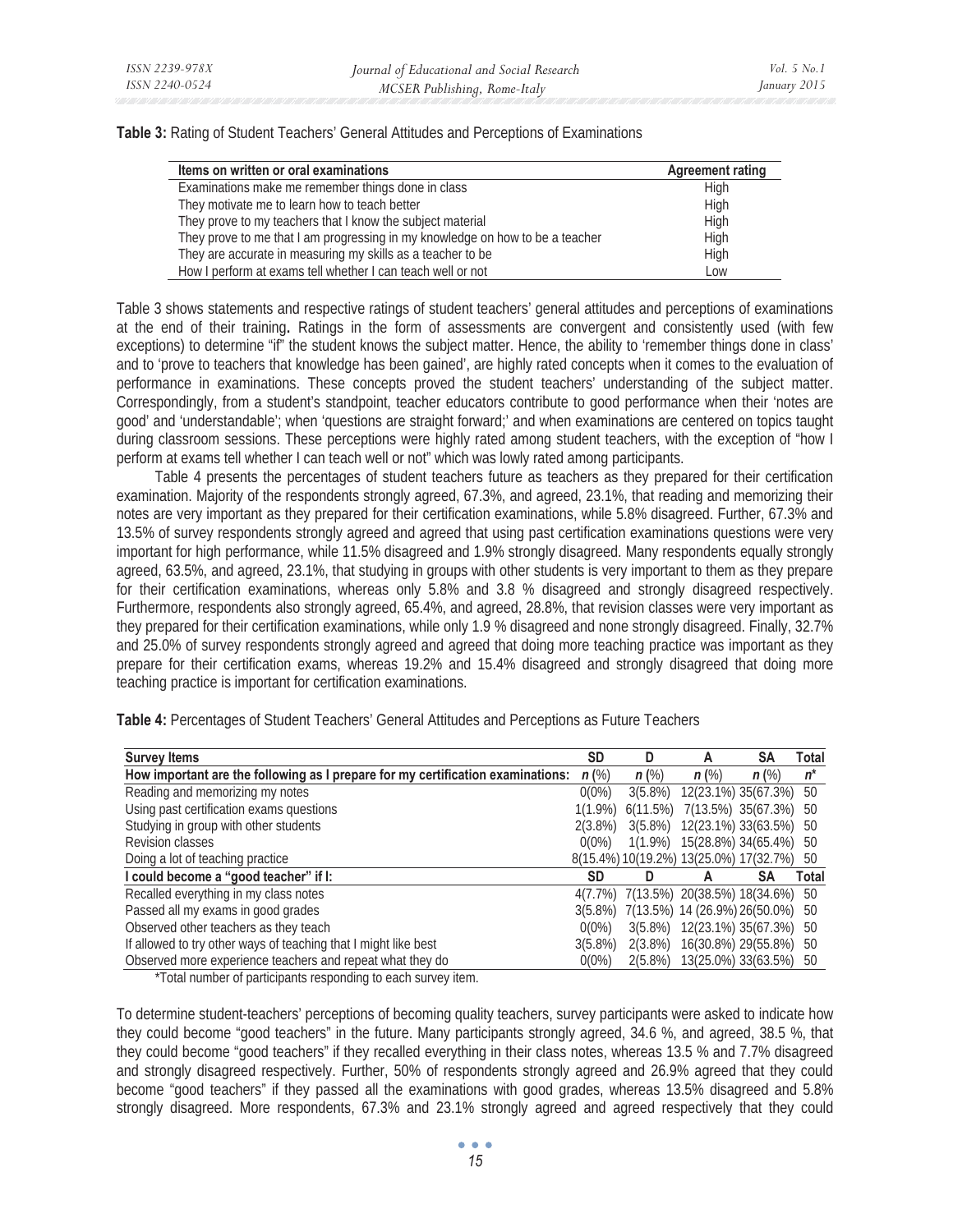**Table 3:** Rating of Student Teachers' General Attitudes and Perceptions of Examinations

| Items on written or oral examinations | Agreement rating |
|---|---|
| Examinations make me remember things done in class | High |
| They motivate me to learn how to teach better | High |
| They prove to my teachers that I know the subject material | High |
| They prove to me that I am progressing in my knowledge on how to be a teacher | High |
| They are accurate in measuring my skills as a teacher to be | High |
| How I perform at exams tell whether I can teach well or not | Low |

Table 3 shows statements and respective ratings of student teachers' general attitudes and perceptions of examinations at the end of their training. Ratings in the form of assessments are convergent and consistently used (with few exceptions) to determine "if" the student knows the subject matter. Hence, the ability to 'remember things done in class' and to 'prove to teachers that knowledge has been gained', are highly rated concepts when it comes to the evaluation of performance in examinations. These concepts proved the student teachers' understanding of the subject matter. Correspondingly, from a student's standpoint, teacher educators contribute to good performance when their 'notes are good' and 'understandable'; when 'questions are straight forward;' and when examinations are centered on topics taught during classroom sessions. These perceptions were highly rated among student teachers, with the exception of "how I perform at exams tell whether I can teach well or not" which was lowly rated among participants.

Table 4 presents the percentages of student teachers future as teachers as they prepared for their certification examination. Majority of the respondents strongly agreed, 67.3%, and agreed, 23.1%, that reading and memorizing their notes are very important as they prepared for their certification examinations, while 5.8% disagreed. Further, 67.3% and 13.5% of survey respondents strongly agreed and agreed that using past certification examinations questions were very important for high performance, while 11.5% disagreed and 1.9% strongly disagreed. Many respondents equally strongly agreed, 63.5%, and agreed, 23.1%, that studying in groups with other students is very important to them as they prepare for their certification examinations, whereas only 5.8% and 3.8 % disagreed and strongly disagreed respectively. Furthermore, respondents also strongly agreed, 65.4%, and agreed, 28.8%, that revision classes were very important as they prepared for their certification examinations, while only 1.9 % disagreed and none strongly disagreed. Finally, 32.7% and 25.0% of survey respondents strongly agreed and agreed that doing more teaching practice was important as they prepare for their certification exams, whereas 19.2% and 15.4% disagreed and strongly disagreed that doing more teaching practice is important for certification examinations.

**Table 4:** Percentages of Student Teachers' General Attitudes and Perceptions as Future Teachers

| Survey Items | SD | D | A | SA | Total |
|---|---|---|---|---|---|
| **How important are the following as I prepare for my certification examinations:** | ***n*** (%) | ***n*** (%) | ***n*** (%) | ***n*** (%) | ***n**** |
| Reading and memorizing my notes | 0(0%) | 3(5.8%) | 12(23.1%) | 35(67.3%) | 50 |
| Using past certification exams questions | 1(1.9%) | 6(11.5%) | 7(13.5%) | 35(67.3%) | 50 |
| Studying in group with other students | 2(3.8%) | 3(5.8%) | 12(23.1%) | 33(63.5%) | 50 |
| Revision classes | 0(0%) | 1(1.9%) | 15(28.8%) | 34(65.4%) | 50 |
| Doing a lot of teaching practice | 8(15.4%) | 10(19.2%) | 13(25.0%) | 17(32.7%) | 50 |
| **I could become a "good teacher" if I:** | **SD** | **D** | **A** | **SA** | **Total** |
| Recalled everything in my class notes | 4(7.7%) | 7(13.5%) | 20(38.5%) | 18(34.6%) | 50 |
| Passed all my exams in good grades | 3(5.8%) | 7(13.5%) | 14 (26.9%) | 26(50.0%) | 50 |
| Observed other teachers as they teach | 0(0%) | 3(5.8%) | 12(23.1%) | 35(67.3%) | 50 |
| If allowed to try other ways of teaching that I might like best | 3(5.8%) | 2(3.8%) | 16(30.8%) | 29(55.8%) | 50 |
| Observed more experience teachers and repeat what they do | 0(0%) | 2(5.8%) | 13(25.0%) | 33(63.5%) | 50 |

*Total number of participants responding to each survey item.

To determine student-teachers' perceptions of becoming quality teachers, survey participants were asked to indicate how they could become "good teachers" in the future. Many participants strongly agreed, 34.6 %, and agreed, 38.5 %, that they could become "good teachers" if they recalled everything in their class notes, whereas 13.5 % and 7.7% disagreed and strongly disagreed respectively. Further, 50% of respondents strongly agreed and 26.9% agreed that they could become "good teachers" if they passed all the examinations with good grades, whereas 13.5% disagreed and 5.8% strongly disagreed. More respondents, 67.3% and 23.1% strongly agreed and agreed respectively that they could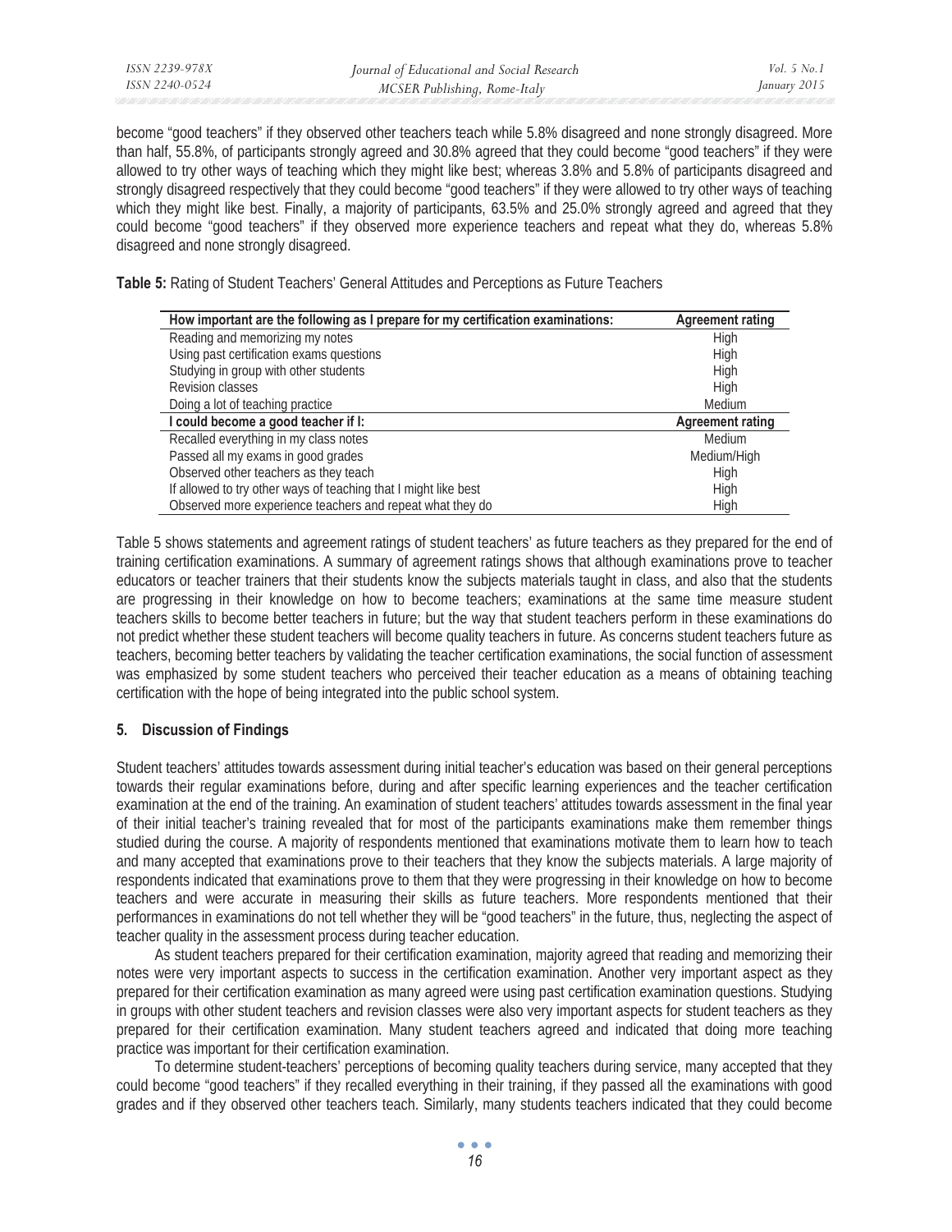become "good teachers" if they observed other teachers teach while 5.8% disagreed and none strongly disagreed. More than half, 55.8%, of participants strongly agreed and 30.8% agreed that they could become "good teachers" if they were allowed to try other ways of teaching which they might like best; whereas 3.8% and 5.8% of participants disagreed and strongly disagreed respectively that they could become "good teachers" if they were allowed to try other ways of teaching which they might like best. Finally, a majority of participants, 63.5% and 25.0% strongly agreed and agreed that they could become "good teachers" if they observed more experience teachers and repeat what they do, whereas 5.8% disagreed and none strongly disagreed.

**Table 5:** Rating of Student Teachers' General Attitudes and Perceptions as Future Teachers

| How important are the following as I prepare for my certification examinations: | Agreement rating |
|---|---|
| Reading and memorizing my notes | High |
| Using past certification exams questions | High |
| Studying in group with other students | High |
| Revision classes | High |
| Doing a lot of teaching practice | Medium |
| **I could become a good teacher if I:** | **Agreement rating** |
| Recalled everything in my class notes | Medium |
| Passed all my exams in good grades | Medium/High |
| Observed other teachers as they teach | High |
| If allowed to try other ways of teaching that I might like best | High |
| Observed more experience teachers and repeat what they do | High |

Table 5 shows statements and agreement ratings of student teachers' as future teachers as they prepared for the end of training certification examinations. A summary of agreement ratings shows that although examinations prove to teacher educators or teacher trainers that their students know the subjects materials taught in class, and also that the students are progressing in their knowledge on how to become teachers; examinations at the same time measure student teachers skills to become better teachers in future; but the way that student teachers perform in these examinations do not predict whether these student teachers will become quality teachers in future. As concerns student teachers future as teachers, becoming better teachers by validating the teacher certification examinations, the social function of assessment was emphasized by some student teachers who perceived their teacher education as a means of obtaining teaching certification with the hope of being integrated into the public school system.

## 5. Discussion of Findings

Student teachers' attitudes towards assessment during initial teacher's education was based on their general perceptions towards their regular examinations before, during and after specific learning experiences and the teacher certification examination at the end of the training. An examination of student teachers' attitudes towards assessment in the final year of their initial teacher's training revealed that for most of the participants examinations make them remember things studied during the course. A majority of respondents mentioned that examinations motivate them to learn how to teach and many accepted that examinations prove to their teachers that they know the subjects materials. A large majority of respondents indicated that examinations prove to them that they were progressing in their knowledge on how to become teachers and were accurate in measuring their skills as future teachers. More respondents mentioned that their performances in examinations do not tell whether they will be "good teachers" in the future, thus, neglecting the aspect of teacher quality in the assessment process during teacher education.

As student teachers prepared for their certification examination, majority agreed that reading and memorizing their notes were very important aspects to success in the certification examination. Another very important aspect as they prepared for their certification examination as many agreed were using past certification examination questions. Studying in groups with other student teachers and revision classes were also very important aspects for student teachers as they prepared for their certification examination. Many student teachers agreed and indicated that doing more teaching practice was important for their certification examination.

To determine student-teachers' perceptions of becoming quality teachers during service, many accepted that they could become "good teachers" if they recalled everything in their training, if they passed all the examinations with good grades and if they observed other teachers teach. Similarly, many students teachers indicated that they could become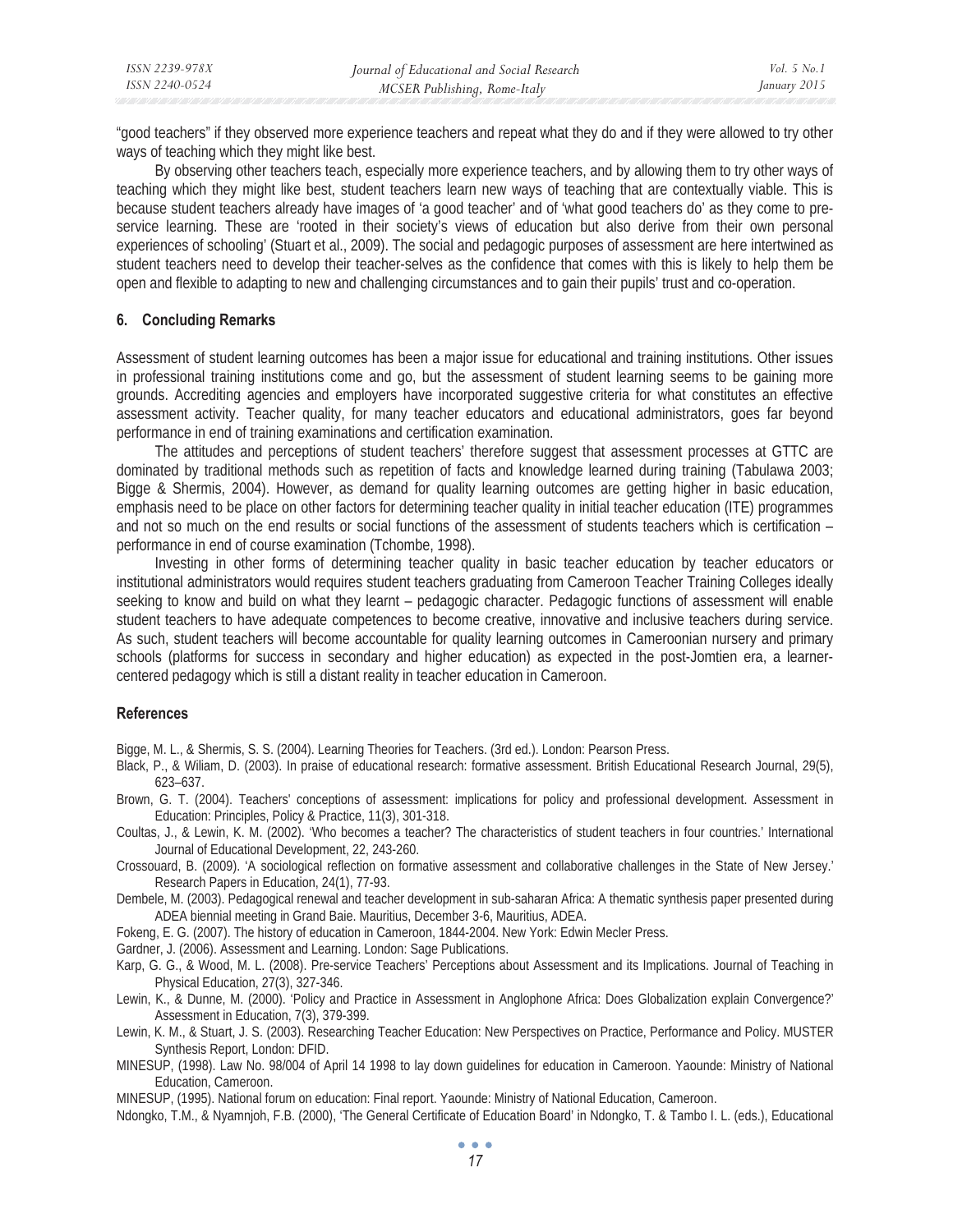"good teachers" if they observed more experience teachers and repeat what they do and if they were allowed to try other ways of teaching which they might like best.

By observing other teachers teach, especially more experience teachers, and by allowing them to try other ways of teaching which they might like best, student teachers learn new ways of teaching that are contextually viable. This is because student teachers already have images of 'a good teacher' and of 'what good teachers do' as they come to pre-service learning. These are 'rooted in their society's views of education but also derive from their own personal experiences of schooling' (Stuart et al., 2009). The social and pedagogic purposes of assessment are here intertwined as student teachers need to develop their teacher-selves as the confidence that comes with this is likely to help them be open and flexible to adapting to new and challenging circumstances and to gain their pupils' trust and co-operation.

## 6. Concluding Remarks

Assessment of student learning outcomes has been a major issue for educational and training institutions. Other issues in professional training institutions come and go, but the assessment of student learning seems to be gaining more grounds. Accrediting agencies and employers have incorporated suggestive criteria for what constitutes an effective assessment activity. Teacher quality, for many teacher educators and educational administrators, goes far beyond performance in end of training examinations and certification examination.

The attitudes and perceptions of student teachers' therefore suggest that assessment processes at GTTC are dominated by traditional methods such as repetition of facts and knowledge learned during training (Tabulawa 2003; Bigge & Shermis, 2004). However, as demand for quality learning outcomes are getting higher in basic education, emphasis need to be place on other factors for determining teacher quality in initial teacher education (ITE) programmes and not so much on the end results or social functions of the assessment of students teachers which is certification – performance in end of course examination (Tchombe, 1998).

Investing in other forms of determining teacher quality in basic teacher education by teacher educators or institutional administrators would requires student teachers graduating from Cameroon Teacher Training Colleges ideally seeking to know and build on what they learnt – pedagogic character. Pedagogic functions of assessment will enable student teachers to have adequate competences to become creative, innovative and inclusive teachers during service. As such, student teachers will become accountable for quality learning outcomes in Cameroonian nursery and primary schools (platforms for success in secondary and higher education) as expected in the post-Jomtien era, a learner-centered pedagogy which is still a distant reality in teacher education in Cameroon.

## References

Bigge, M. L., & Shermis, S. S. (2004). Learning Theories for Teachers. (3rd ed.). London: Pearson Press.

Black, P., & Wiliam, D. (2003). In praise of educational research: formative assessment. British Educational Research Journal, 29(5), 623–637.

Brown, G. T. (2004). Teachers' conceptions of assessment: implications for policy and professional development. Assessment in Education: Principles, Policy & Practice, 11(3), 301-318.

Coultas, J., & Lewin, K. M. (2002). 'Who becomes a teacher? The characteristics of student teachers in four countries.' International Journal of Educational Development, 22, 243-260.

Crossouard, B. (2009). 'A sociological reflection on formative assessment and collaborative challenges in the State of New Jersey.' Research Papers in Education, 24(1), 77-93.

Dembele, M. (2003). Pedagogical renewal and teacher development in sub-saharan Africa: A thematic synthesis paper presented during ADEA biennial meeting in Grand Baie. Mauritius, December 3-6, Mauritius, ADEA.

Fokeng, E. G. (2007). The history of education in Cameroon, 1844-2004. New York: Edwin Mecler Press.

Gardner, J. (2006). Assessment and Learning. London: Sage Publications.

Karp, G. G., & Wood, M. L. (2008). Pre-service Teachers' Perceptions about Assessment and its Implications. Journal of Teaching in Physical Education, 27(3), 327-346.

Lewin, K., & Dunne, M. (2000). 'Policy and Practice in Assessment in Anglophone Africa: Does Globalization explain Convergence?' Assessment in Education, 7(3), 379-399.

Lewin, K. M., & Stuart, J. S. (2003). Researching Teacher Education: New Perspectives on Practice, Performance and Policy. MUSTER Synthesis Report, London: DFID.

MINESUP, (1998). Law No. 98/004 of April 14 1998 to lay down guidelines for education in Cameroon. Yaounde: Ministry of National Education, Cameroon.

MINESUP, (1995). National forum on education: Final report. Yaounde: Ministry of National Education, Cameroon.

Ndongko, T.M., & Nyamnjoh, F.B. (2000), 'The General Certificate of Education Board' in Ndongko, T. & Tambo I. L. (eds.), Educational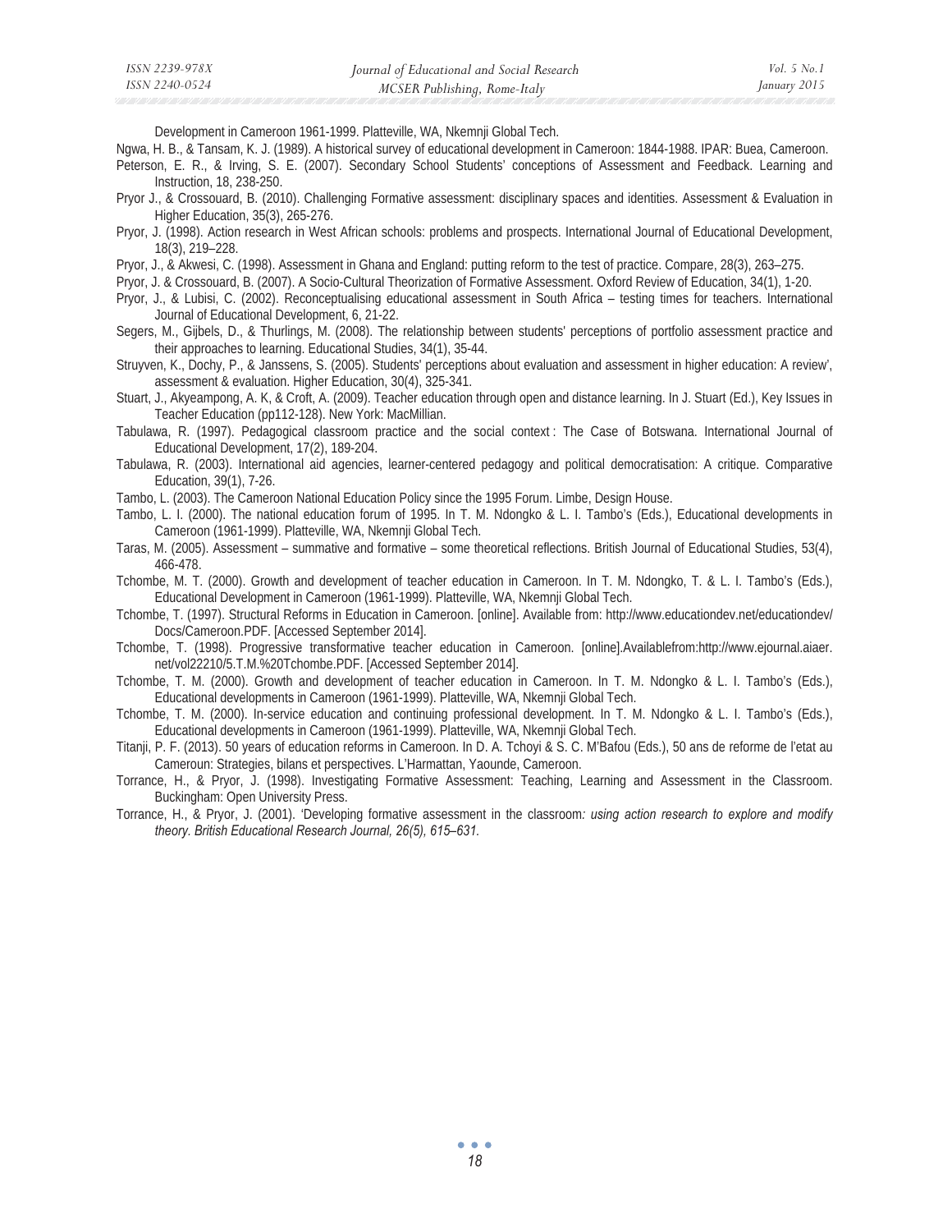Development in Cameroon 1961-1999. Platteville, WA, Nkemnji Global Tech.

Ngwa, H. B., & Tansam, K. J. (1989). A historical survey of educational development in Cameroon: 1844-1988. IPAR: Buea, Cameroon.

Peterson, E. R., & Irving, S. E. (2007). Secondary School Students' conceptions of Assessment and Feedback. Learning and Instruction, 18, 238-250.

Pryor J., & Crossouard, B. (2010). Challenging Formative assessment: disciplinary spaces and identities. Assessment & Evaluation in Higher Education, 35(3), 265-276.

Pryor, J. (1998). Action research in West African schools: problems and prospects. International Journal of Educational Development, 18(3), 219–228.

Pryor, J., & Akwesi, C. (1998). Assessment in Ghana and England: putting reform to the test of practice. Compare, 28(3), 263–275.

Pryor, J. & Crossouard, B. (2007). A Socio-Cultural Theorization of Formative Assessment. Oxford Review of Education, 34(1), 1-20.

Pryor, J., & Lubisi, C. (2002). Reconceptualising educational assessment in South Africa – testing times for teachers. International Journal of Educational Development, 6, 21-22.

Segers, M., Gijbels, D., & Thurlings, M. (2008). The relationship between students' perceptions of portfolio assessment practice and their approaches to learning. Educational Studies, 34(1), 35-44.

Struyven, K., Dochy, P., & Janssens, S. (2005). Students' perceptions about evaluation and assessment in higher education: A review', assessment & evaluation. Higher Education, 30(4), 325-341.

Stuart, J., Akyeampong, A. K, & Croft, A. (2009). Teacher education through open and distance learning. In J. Stuart (Ed.), Key Issues in Teacher Education (pp112-128). New York: MacMillian.

Tabulawa, R. (1997). Pedagogical classroom practice and the social context : The Case of Botswana. International Journal of Educational Development, 17(2), 189-204.

Tabulawa, R. (2003). International aid agencies, learner-centered pedagogy and political democratisation: A critique. Comparative Education, 39(1), 7-26.

Tambo, L. (2003). The Cameroon National Education Policy since the 1995 Forum. Limbe, Design House.

Tambo, L. I. (2000). The national education forum of 1995. In T. M. Ndongko & L. I. Tambo's (Eds.), Educational developments in Cameroon (1961-1999). Platteville, WA, Nkemnji Global Tech.

Taras, M. (2005). Assessment – summative and formative – some theoretical reflections. British Journal of Educational Studies, 53(4), 466-478.

Tchombe, M. T. (2000). Growth and development of teacher education in Cameroon. In T. M. Ndongko, T. & L. I. Tambo's (Eds.), Educational Development in Cameroon (1961-1999). Platteville, WA, Nkemnji Global Tech.

Tchombe, T. (1997). Structural Reforms in Education in Cameroon. [online]. Available from: http://www.educationdev.net/educationdev/Docs/Cameroon.PDF. [Accessed September 2014].

Tchombe, T. (1998). Progressive transformative teacher education in Cameroon. [online].Availablefrom:http://www.ejournal.aiaer.net/vol22210/5.T.M.%20Tchombe.PDF. [Accessed September 2014].

Tchombe, T. M. (2000). Growth and development of teacher education in Cameroon. In T. M. Ndongko & L. I. Tambo's (Eds.), Educational developments in Cameroon (1961-1999). Platteville, WA, Nkemnji Global Tech.

Tchombe, T. M. (2000). In-service education and continuing professional development. In T. M. Ndongko & L. I. Tambo's (Eds.), Educational developments in Cameroon (1961-1999). Platteville, WA, Nkemnji Global Tech.

Titanji, P. F. (2013). 50 years of education reforms in Cameroon. In D. A. Tchoyi & S. C. M'Bafou (Eds.), 50 ans de reforme de l'etat au Cameroun: Strategies, bilans et perspectives. L'Harmattan, Yaounde, Cameroon.

Torrance, H., & Pryor, J. (1998). Investigating Formative Assessment: Teaching, Learning and Assessment in the Classroom. Buckingham: Open University Press.

Torrance, H., & Pryor, J. (2001). 'Developing formative assessment in the classroom*: using action research to explore and modify theory. British Educational Research Journal, 26(5), 615–631.*